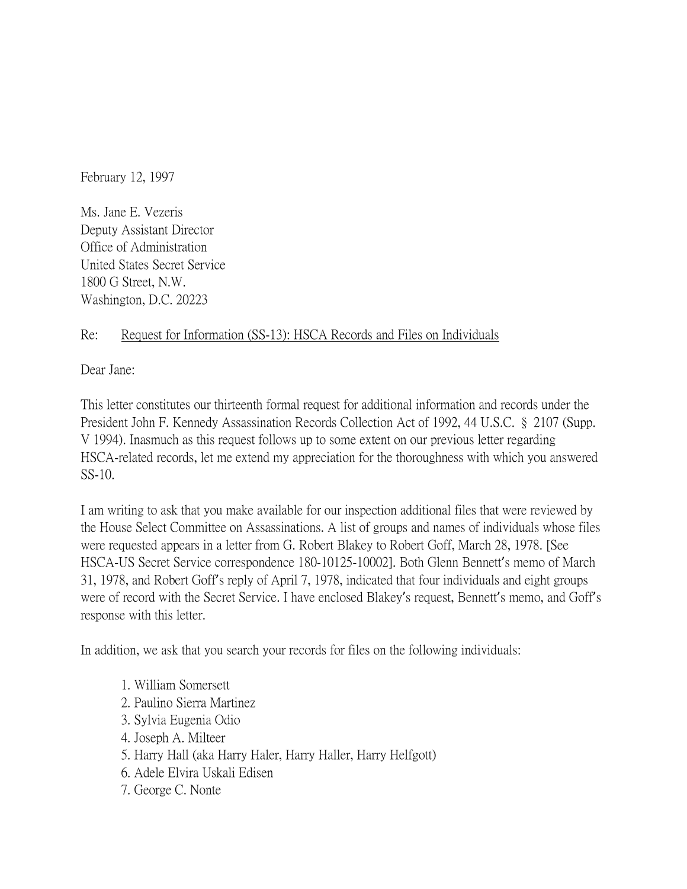February 12, 1997

Ms. Jane E. Vezeris
Deputy Assistant Director
Office of Administration
United States Secret Service
1800 G Street, N.W.
Washington, D.C. 20223

Re: Request for Information (SS-13): HSCA Records and Files on Individuals

Dear Jane:

This letter constitutes our thirteenth formal request for additional information and records under the President John F. Kennedy Assassination Records Collection Act of 1992, 44 U.S.C. § 2107 (Supp. V 1994). Inasmuch as this request follows up to some extent on our previous letter regarding HSCA-related records, let me extend my appreciation for the thoroughness with which you answered SS-10.

I am writing to ask that you make available for our inspection additional files that were reviewed by the House Select Committee on Assassinations. A list of groups and names of individuals whose files were requested appears in a letter from G. Robert Blakey to Robert Goff, March 28, 1978. [See HSCA-US Secret Service correspondence 180-10125-10002]. Both Glenn Bennett's memo of March 31, 1978, and Robert Goff's reply of April 7, 1978, indicated that four individuals and eight groups were of record with the Secret Service. I have enclosed Blakey's request, Bennett's memo, and Goff's response with this letter.

In addition, we ask that you search your records for files on the following individuals:

1. William Somersett
2. Paulino Sierra Martinez
3. Sylvia Eugenia Odio
4. Joseph A. Milteer
5. Harry Hall (aka Harry Haler, Harry Haller, Harry Helfgott)
6. Adele Elvira Uskali Edisen
7. George C. Nonte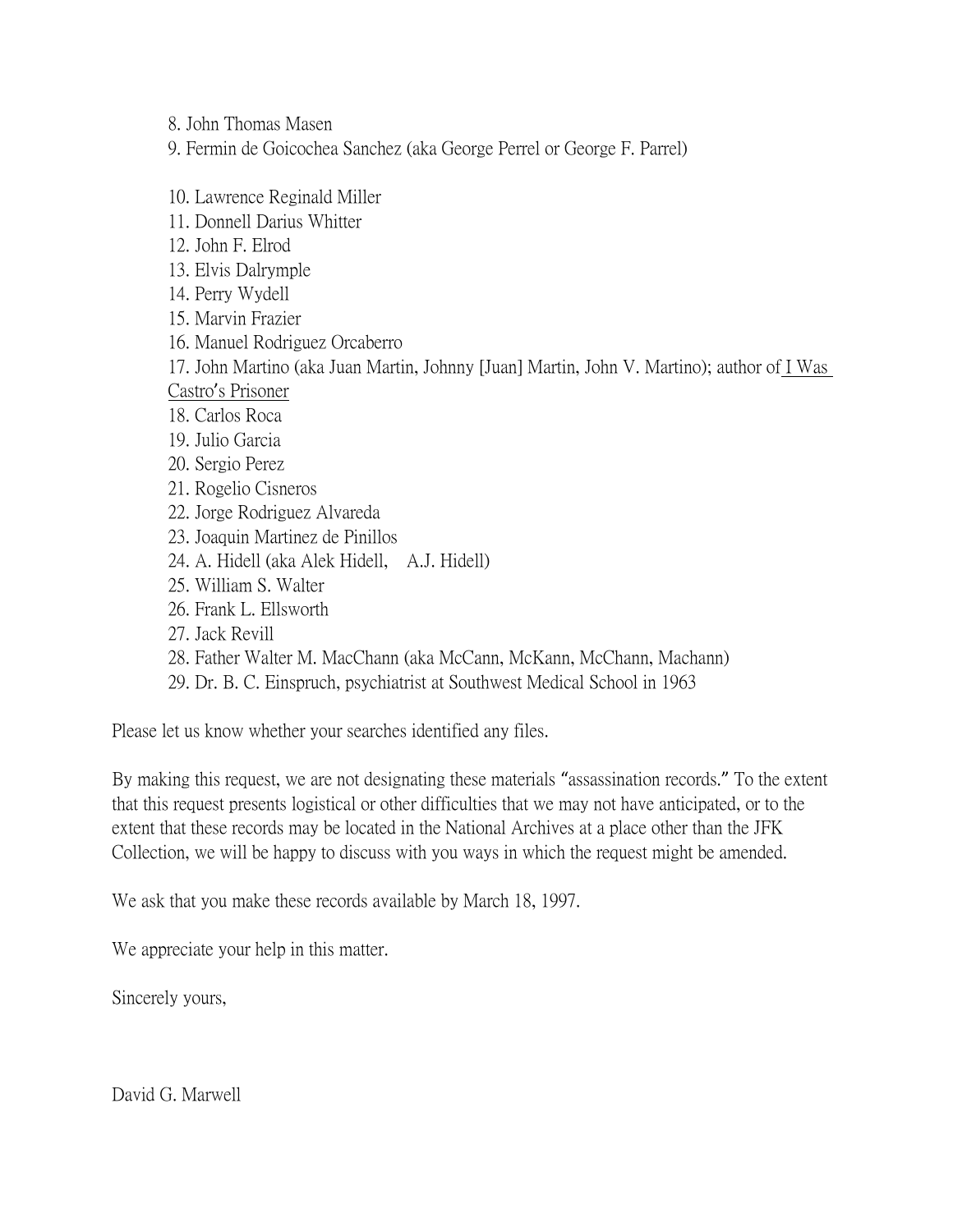8. John Thomas Masen
9. Fermin de Goicochea Sanchez (aka George Perrel or George F. Parrel)

10. Lawrence Reginald Miller
11. Donnell Darius Whitter
12. John F. Elrod
13. Elvis Dalrymple
14. Perry Wydell
15. Marvin Frazier
16. Manuel Rodriguez Orcaberro
17. John Martino (aka Juan Martin, Johnny [Juan] Martin, John V. Martino); author of <u>I Was Castro's Prisoner</u>
18. Carlos Roca
19. Julio Garcia
20. Sergio Perez
21. Rogelio Cisneros
22. Jorge Rodriguez Alvareda
23. Joaquin Martinez de Pinillos
24. A. Hidell (aka Alek Hidell, A.J. Hidell)
25. William S. Walter
26. Frank L. Ellsworth
27. Jack Revill
28. Father Walter M. MacChann (aka McCann, McKann, McChann, Machann)
29. Dr. B. C. Einspruch, psychiatrist at Southwest Medical School in 1963

Please let us know whether your searches identified any files.

By making this request, we are not designating these materials "assassination records." To the extent that this request presents logistical or other difficulties that we may not have anticipated, or to the extent that these records may be located in the National Archives at a place other than the JFK Collection, we will be happy to discuss with you ways in which the request might be amended.

We ask that you make these records available by March 18, 1997.

We appreciate your help in this matter.

Sincerely yours,

David G. Marwell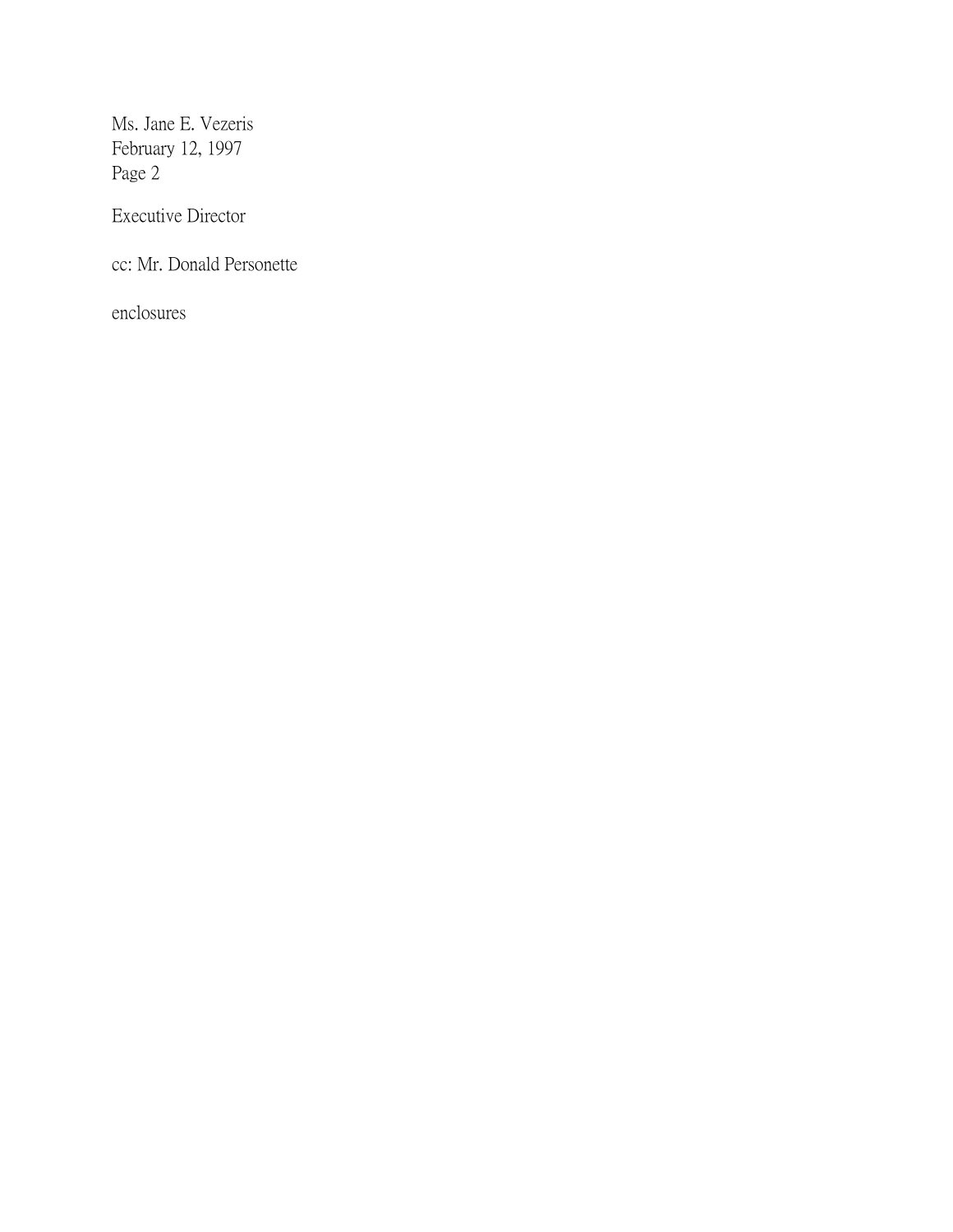Executive Director

cc: Mr. Donald Personette

enclosures